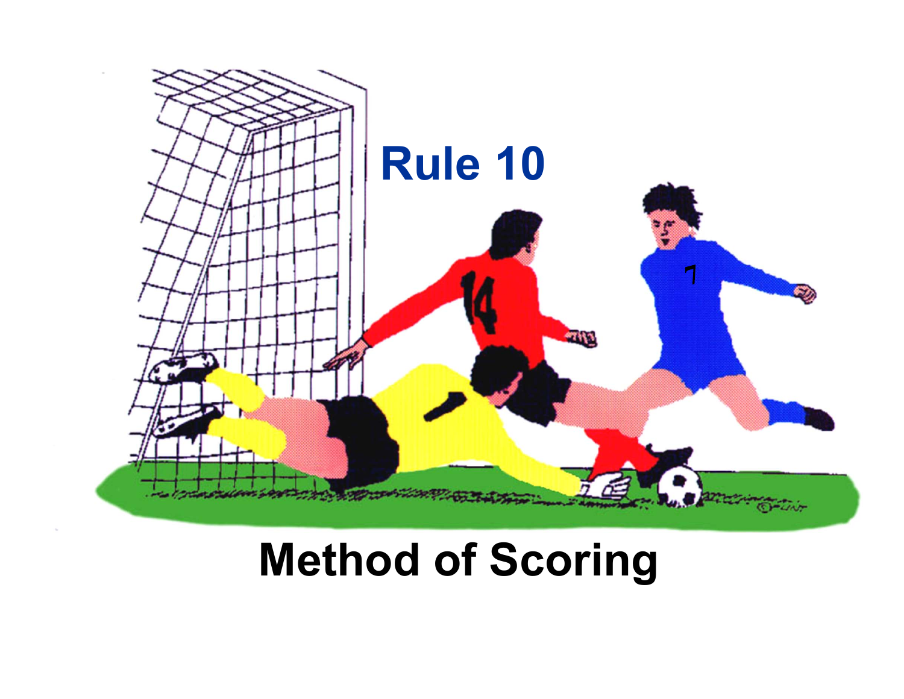# Rule 10

## Method of Scoring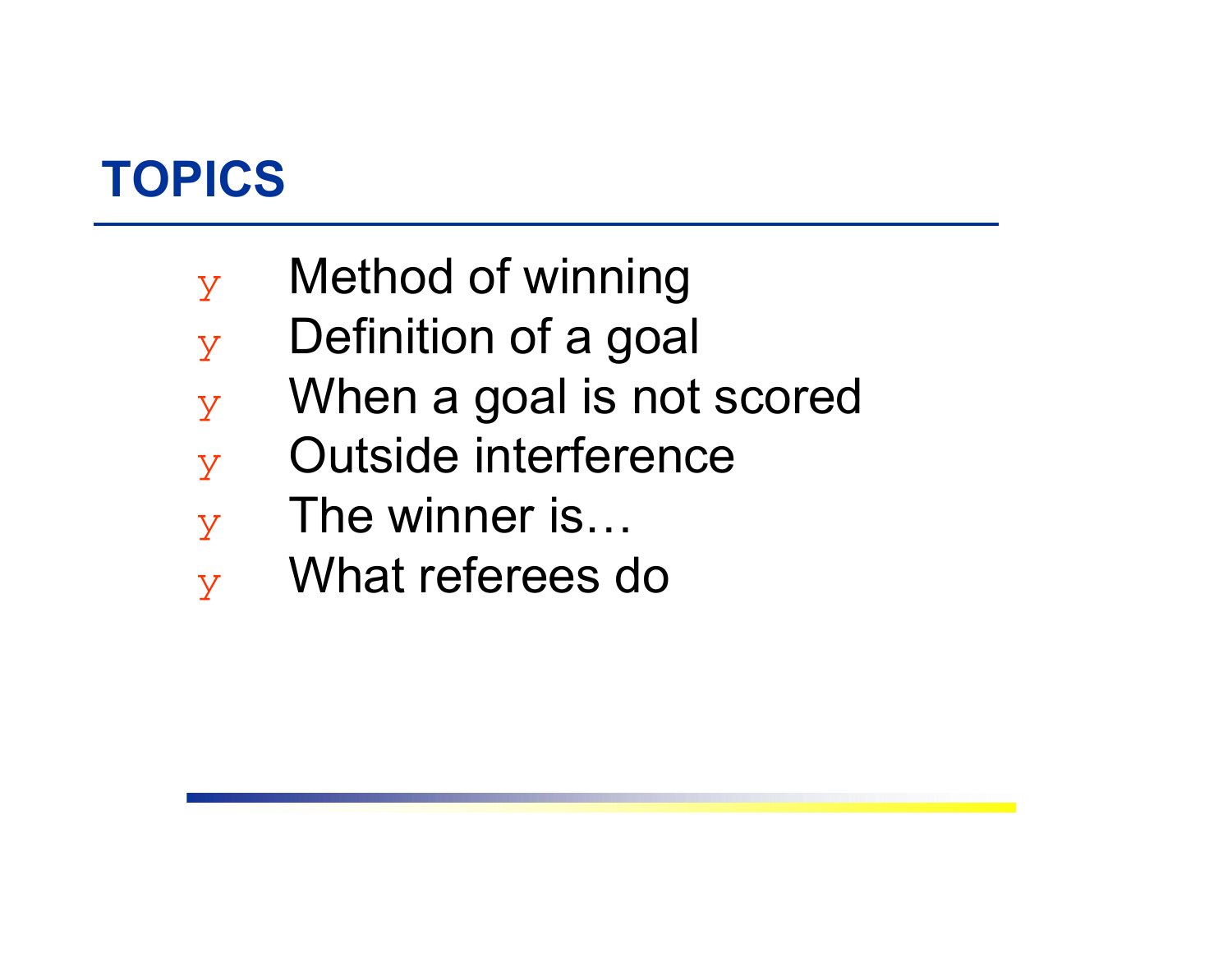# TOPICS

- Method of winning
- Definition of a goal
- When a goal is not scored
- Outside interference
- The winner is…
- What referees do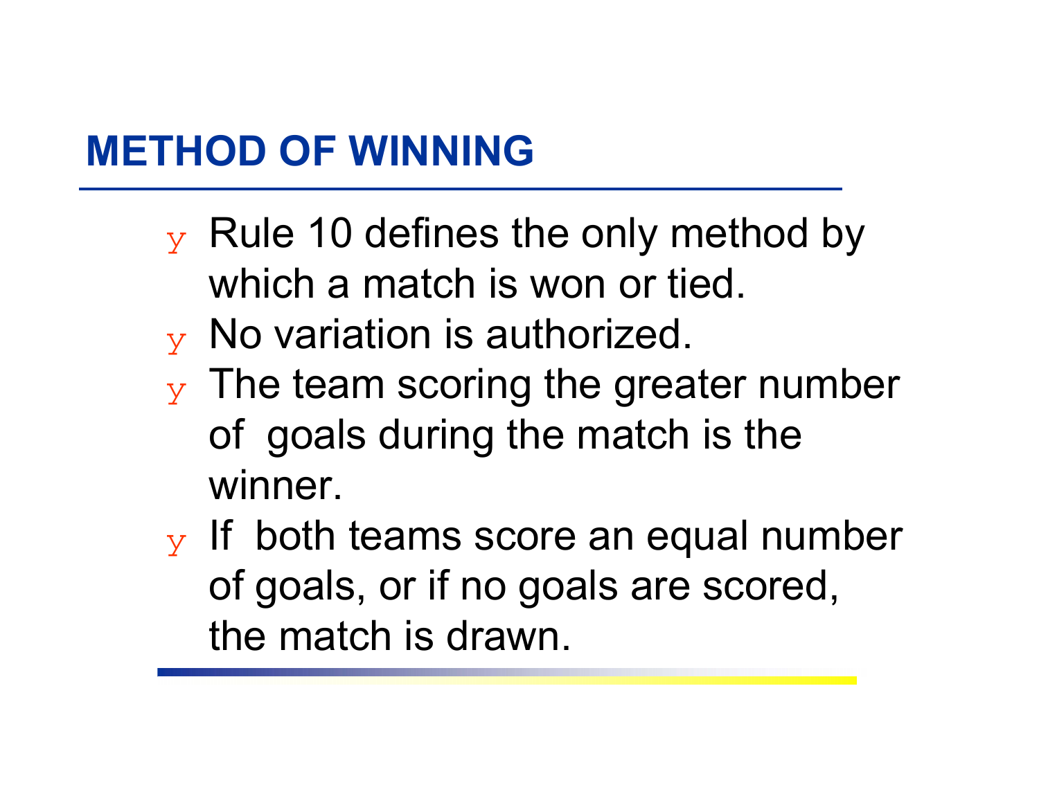# METHOD OF WINNING

- Rule 10 defines the only method by which a match is won or tied.
- No variation is authorized.
- The team scoring the greater number of goals during the match is the winner.
- If both teams score an equal number of goals, or if no goals are scored, the match is drawn.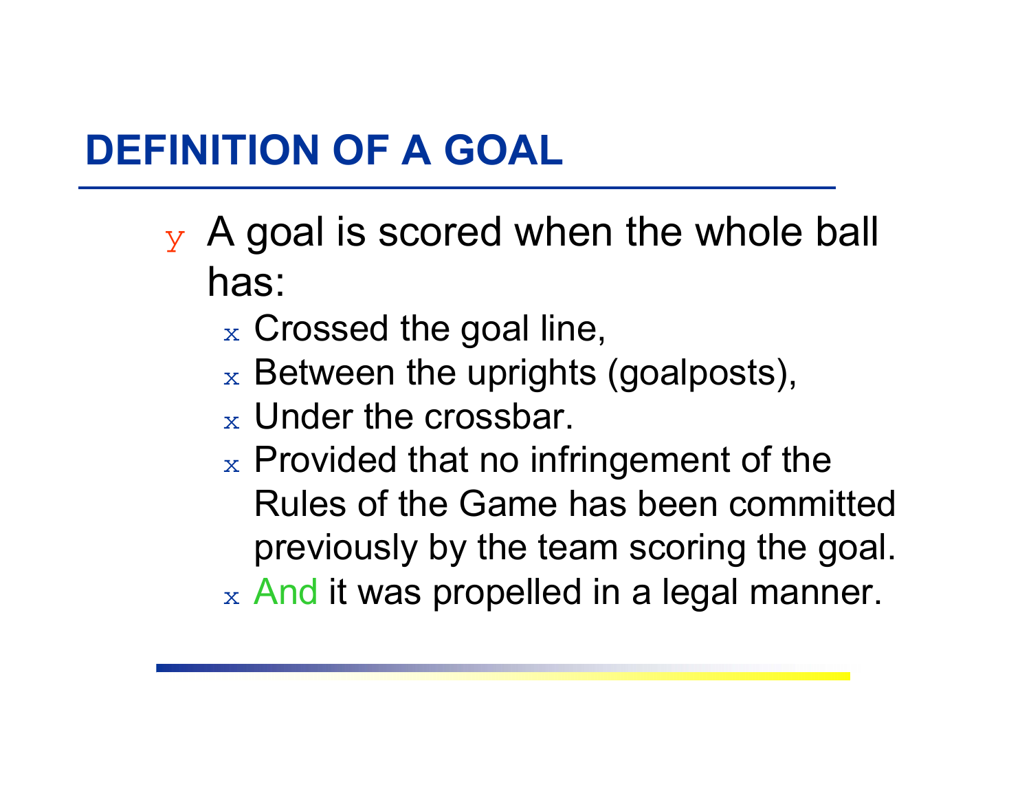## DEFINITION OF A GOAL

- A goal is scored when the whole ball has:
  - Crossed the goal line,
  - Between the uprights (goalposts),
  - Under the crossbar.
  - Provided that no infringement of the Rules of the Game has been committed previously by the team scoring the goal.
  - And it was propelled in a legal manner.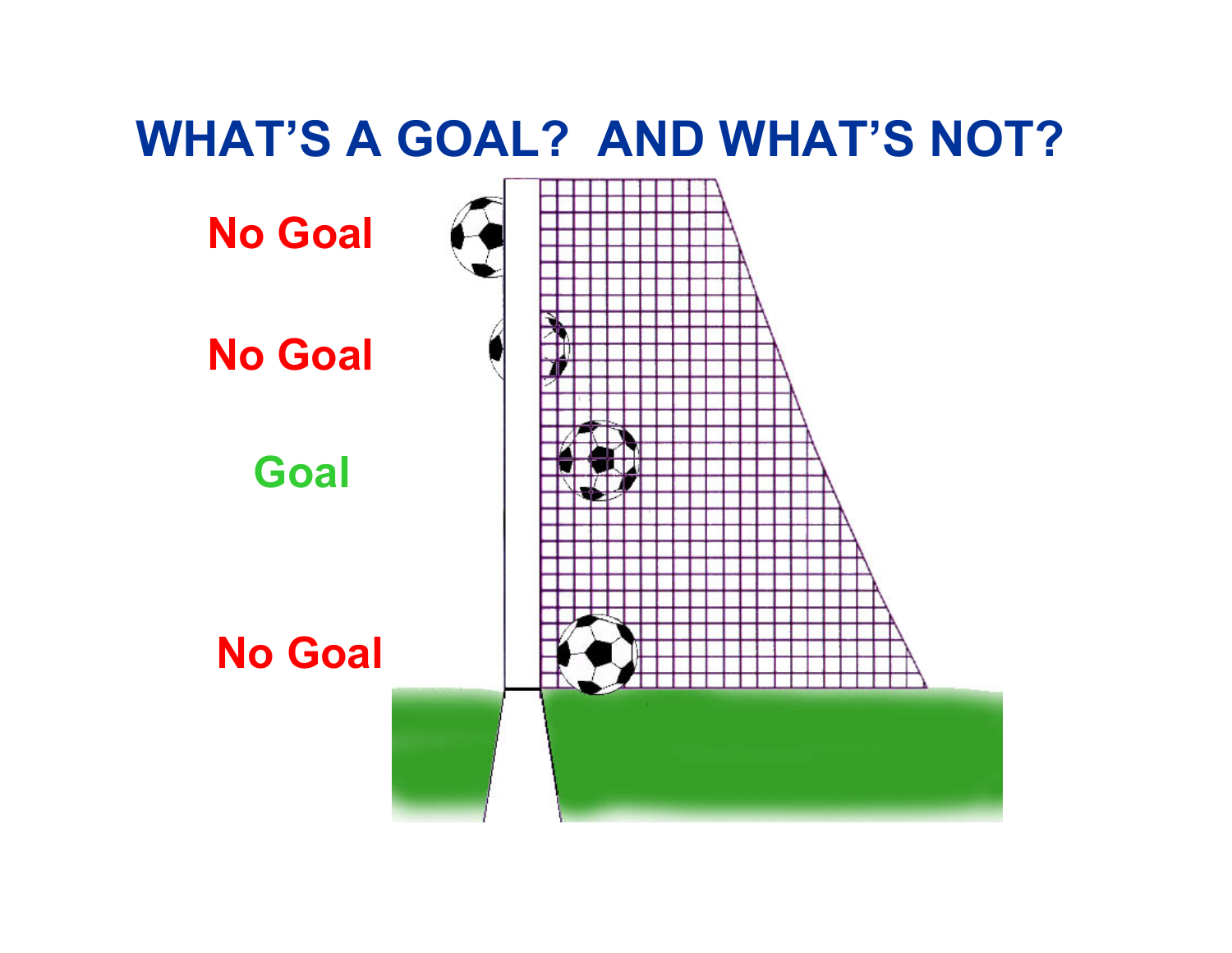# WHAT'S A GOAL? AND WHAT'S NOT?

No Goal

No Goal

Goal

No Goal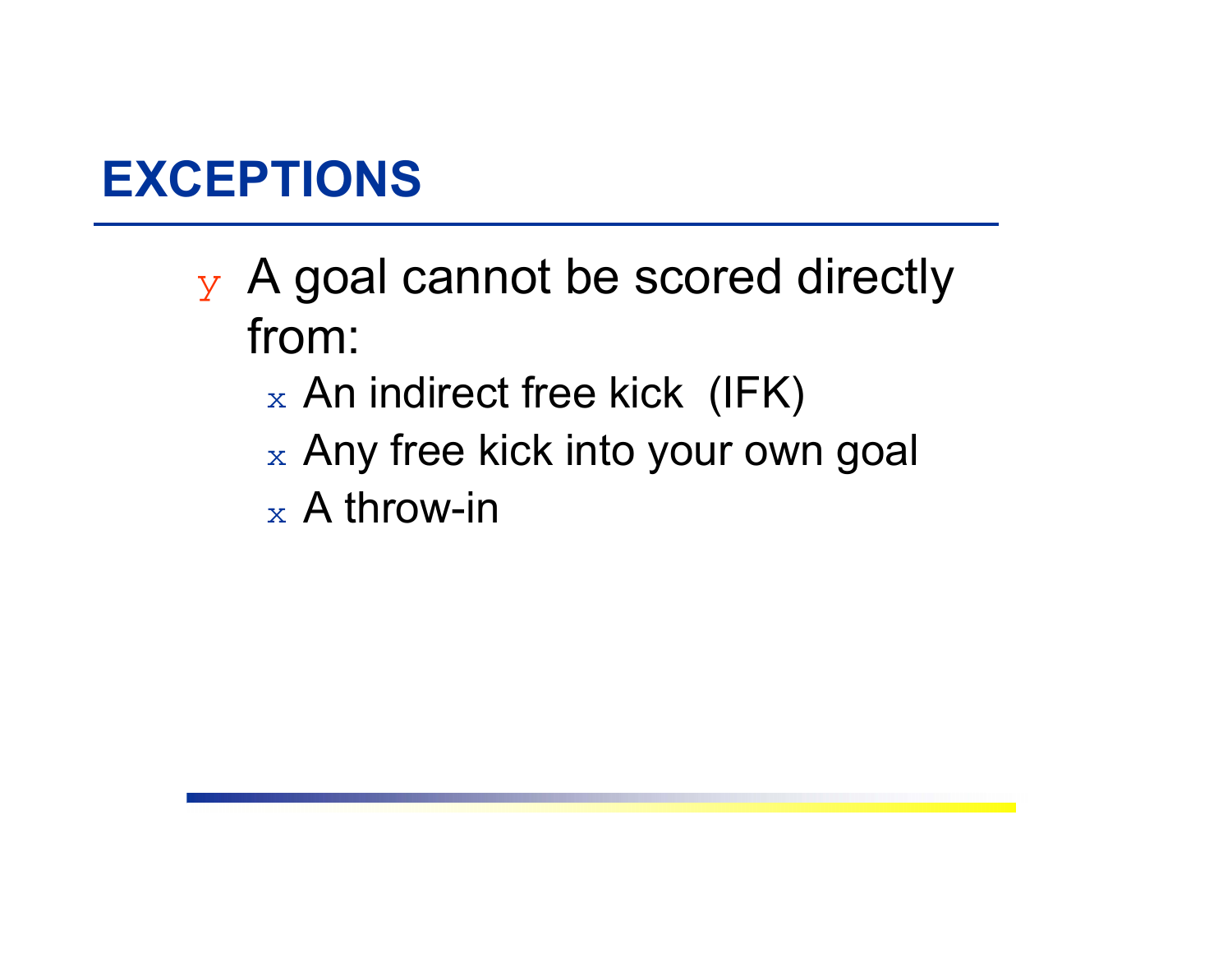## EXCEPTIONS

- A goal cannot be scored directly from:
  - An indirect free kick (IFK)
  - Any free kick into your own goal
  - A throw-in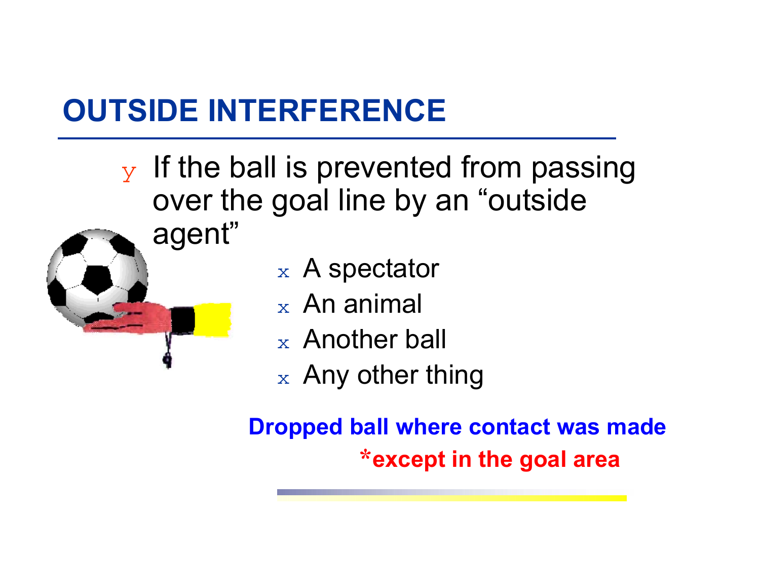# OUTSIDE INTERFERENCE

- If the ball is prevented from passing over the goal line by an "outside agent"
  - A spectator
  - An animal
  - Another ball
  - Any other thing

**Dropped ball where contact was made**

***except in the goal area**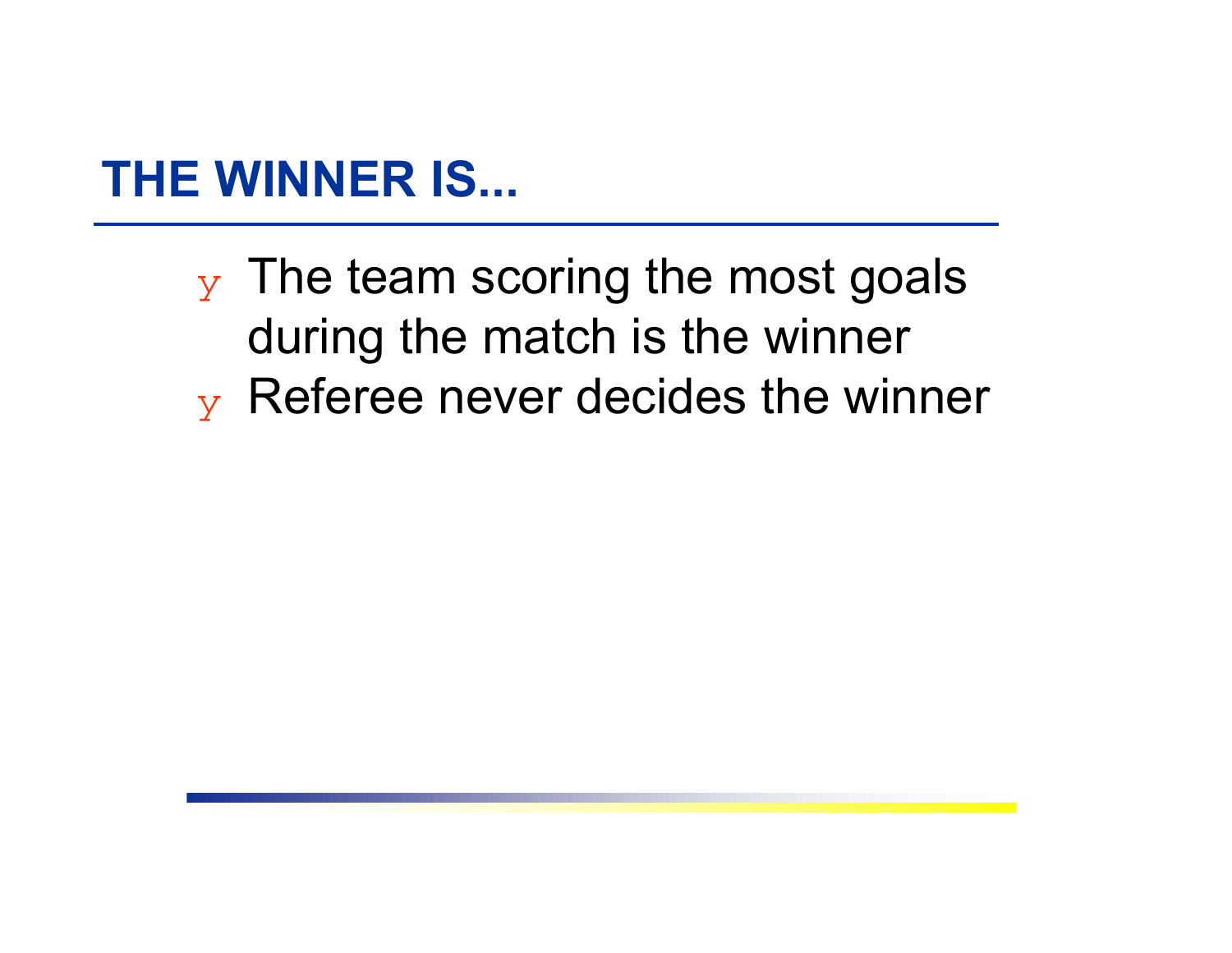# THE WINNER IS...

- The team scoring the most goals during the match is the winner
- Referee never decides the winner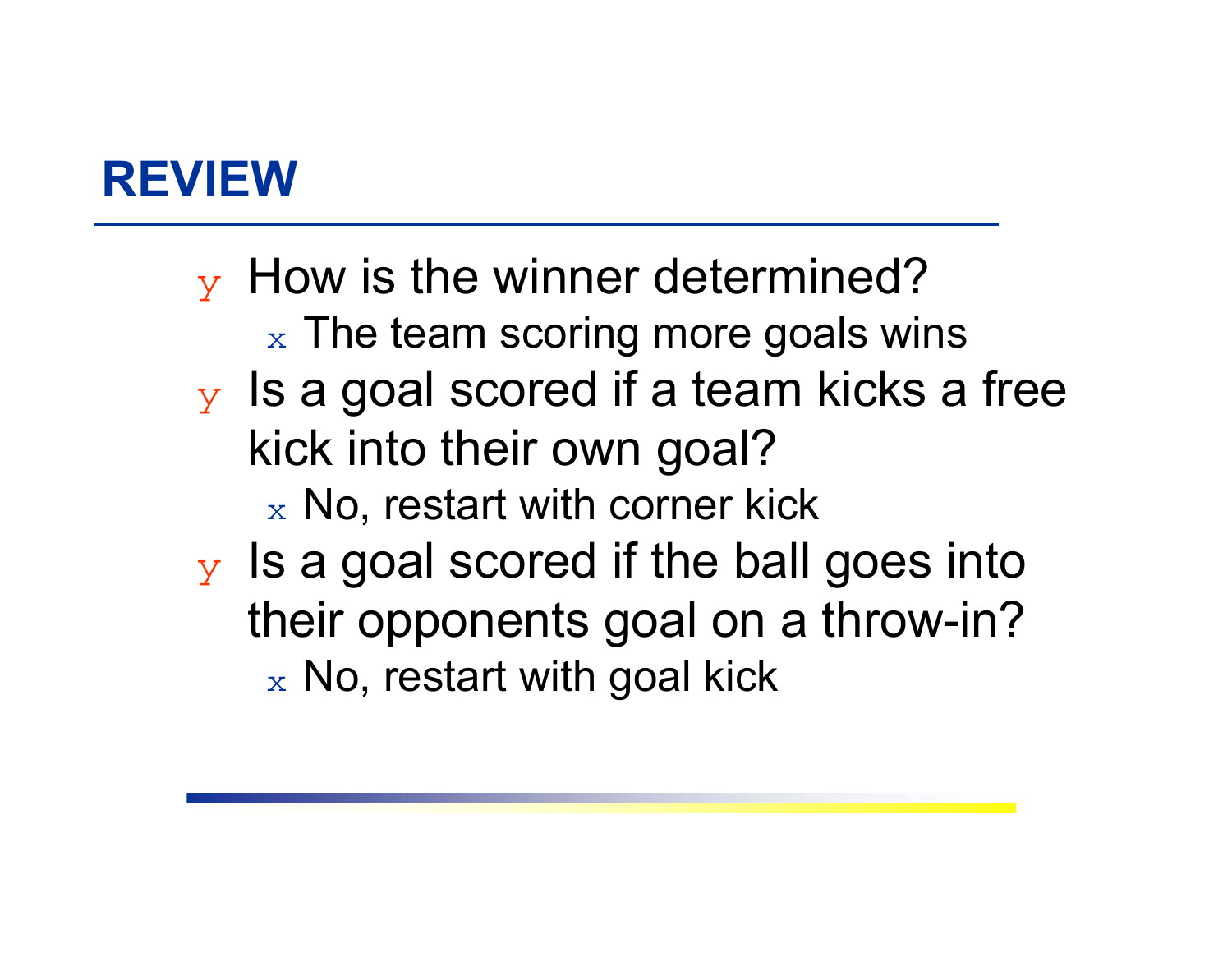# REVIEW

- How is the winner determined?
  - The team scoring more goals wins
- Is a goal scored if a team kicks a free kick into their own goal?
  - No, restart with corner kick
- Is a goal scored if the ball goes into their opponents goal on a throw-in?
  - No, restart with goal kick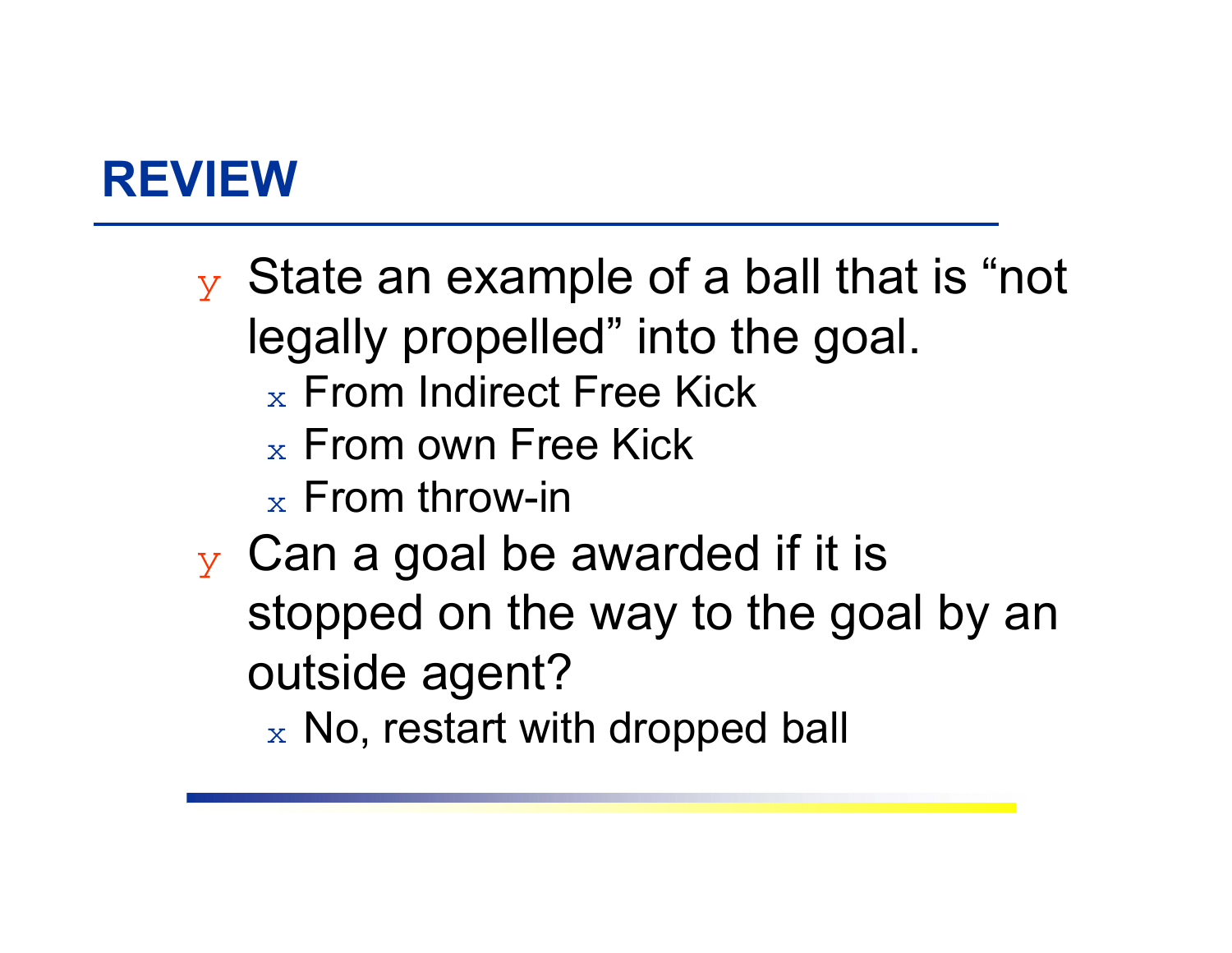# REVIEW

- State an example of a ball that is “not legally propelled” into the goal.
  - From Indirect Free Kick
  - From own Free Kick
  - From throw-in
- Can a goal be awarded if it is stopped on the way to the goal by an outside agent?
  - No, restart with dropped ball